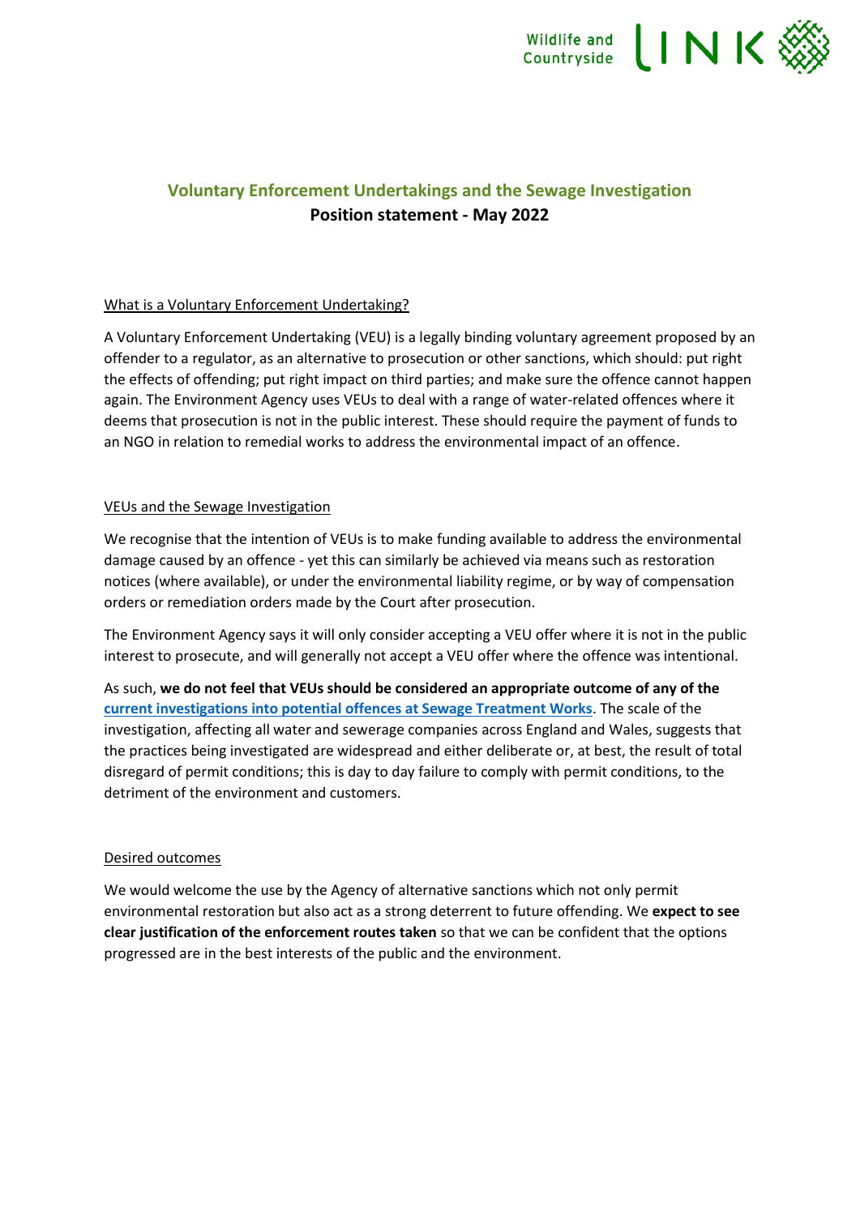# Voluntary Enforcement Undertakings and the Sewage Investigation

**Position statement - May 2022**

## What is a Voluntary Enforcement Undertaking?

A Voluntary Enforcement Undertaking (VEU) is a legally binding voluntary agreement proposed by an offender to a regulator, as an alternative to prosecution or other sanctions, which should: put right the effects of offending; put right impact on third parties; and make sure the offence cannot happen again. The Environment Agency uses VEUs to deal with a range of water-related offences where it deems that prosecution is not in the public interest. These should require the payment of funds to an NGO in relation to remedial works to address the environmental impact of an offence.

## VEUs and the Sewage Investigation

We recognise that the intention of VEUs is to make funding available to address the environmental damage caused by an offence - yet this can similarly be achieved via means such as restoration notices (where available), or under the environmental liability regime, or by way of compensation orders or remediation orders made by the Court after prosecution.

The Environment Agency says it will only consider accepting a VEU offer where it is not in the public interest to prosecute, and will generally not accept a VEU offer where the offence was intentional.

As such, **we do not feel that VEUs should be considered an appropriate outcome of any of the current investigations into potential offences at Sewage Treatment Works**. The scale of the investigation, affecting all water and sewerage companies across England and Wales, suggests that the practices being investigated are widespread and either deliberate or, at best, the result of total disregard of permit conditions; this is day to day failure to comply with permit conditions, to the detriment of the environment and customers.

## Desired outcomes

We would welcome the use by the Agency of alternative sanctions which not only permit environmental restoration but also act as a strong deterrent to future offending. We **expect to see clear justification of the enforcement routes taken** so that we can be confident that the options progressed are in the best interests of the public and the environment.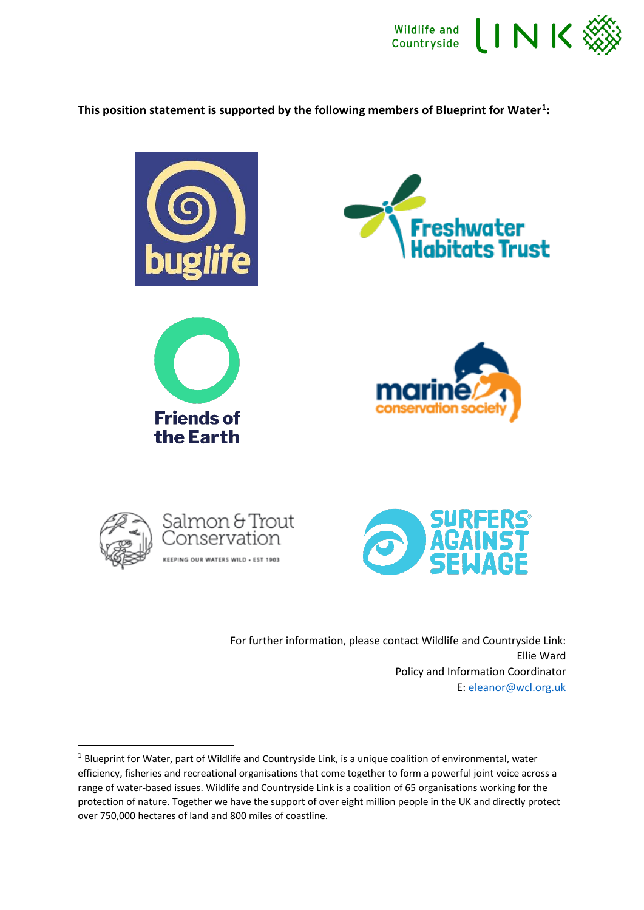**This position statement is supported by the following members of Blueprint for Water[1]:**

buglife

Freshwater Habitats Trust

Friends of the Earth

marine conservation society

Salmon & Trout Conservation

KEEPING OUR WATERS WILD • EST 1903

SURFERS AGAINST SEWAGE

For further information, please contact Wildlife and Countryside Link:
Ellie Ward
Policy and Information Coordinator
E: eleanor@wcl.org.uk

[1] Blueprint for Water, part of Wildlife and Countryside Link, is a unique coalition of environmental, water efficiency, fisheries and recreational organisations that come together to form a powerful joint voice across a range of water-based issues. Wildlife and Countryside Link is a coalition of 65 organisations working for the protection of nature. Together we have the support of over eight million people in the UK and directly protect over 750,000 hectares of land and 800 miles of coastline.